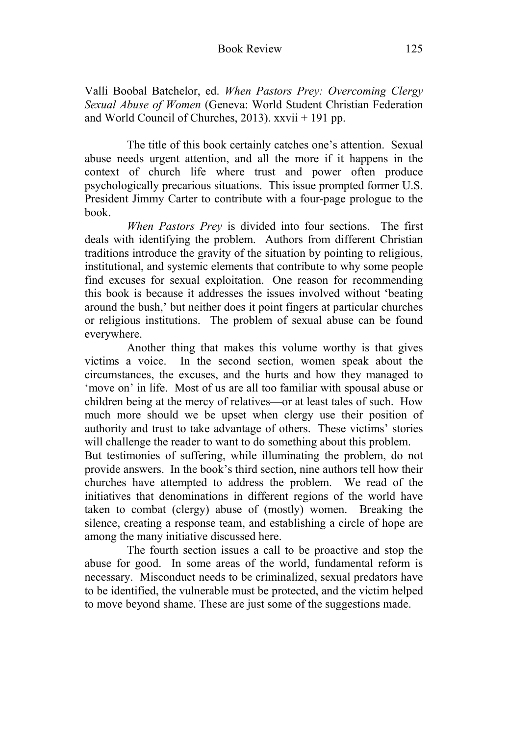Valli Boobal Batchelor, ed. *When Pastors Prey: Overcoming Clergy Sexual Abuse of Women* (Geneva: World Student Christian Federation and World Council of Churches, 2013). xxvii + 191 pp.

The title of this book certainly catches one's attention. Sexual abuse needs urgent attention, and all the more if it happens in the context of church life where trust and power often produce psychologically precarious situations. This issue prompted former U.S. President Jimmy Carter to contribute with a four-page prologue to the book.

*When Pastors Prey* is divided into four sections. The first deals with identifying the problem. Authors from different Christian traditions introduce the gravity of the situation by pointing to religious, institutional, and systemic elements that contribute to why some people find excuses for sexual exploitation. One reason for recommending this book is because it addresses the issues involved without 'beating around the bush,' but neither does it point fingers at particular churches or religious institutions. The problem of sexual abuse can be found everywhere.

Another thing that makes this volume worthy is that gives victims a voice. In the second section, women speak about the circumstances, the excuses, and the hurts and how they managed to 'move on' in life. Most of us are all too familiar with spousal abuse or children being at the mercy of relatives—or at least tales of such. How much more should we be upset when clergy use their position of authority and trust to take advantage of others. These victims' stories will challenge the reader to want to do something about this problem.

But testimonies of suffering, while illuminating the problem, do not provide answers. In the book's third section, nine authors tell how their churches have attempted to address the problem. We read of the initiatives that denominations in different regions of the world have taken to combat (clergy) abuse of (mostly) women. Breaking the silence, creating a response team, and establishing a circle of hope are among the many initiative discussed here.

The fourth section issues a call to be proactive and stop the abuse for good. In some areas of the world, fundamental reform is necessary. Misconduct needs to be criminalized, sexual predators have to be identified, the vulnerable must be protected, and the victim helped to move beyond shame. These are just some of the suggestions made.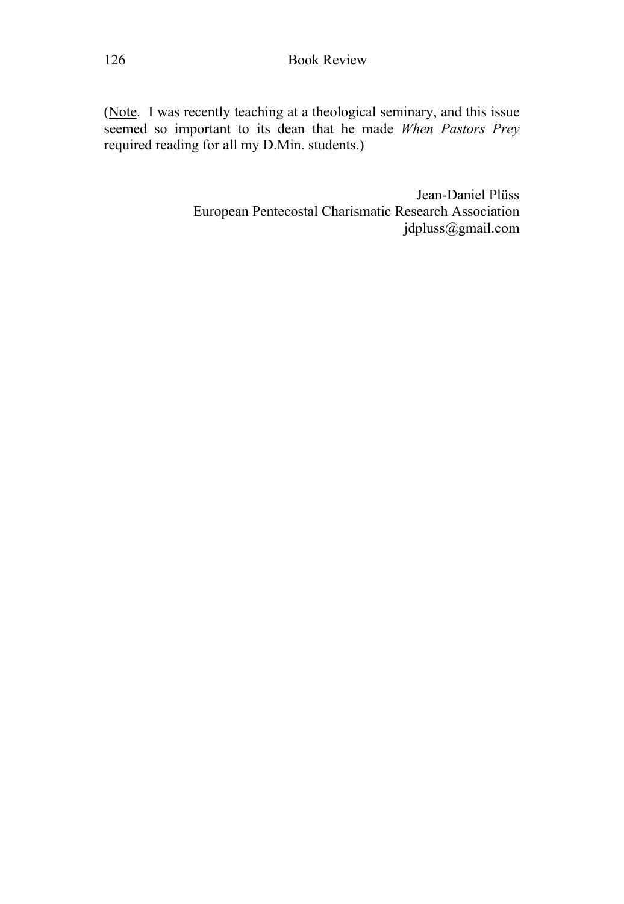(<u>Note</u>. I was recently teaching at a theological seminary, and this issue seemed so important to its dean that he made *When Pastors Prey* required reading for all my D.Min. students.)

Jean-Daniel Plüss  
European Pentecostal Charismatic Research Association  
jdpluss@gmail.com